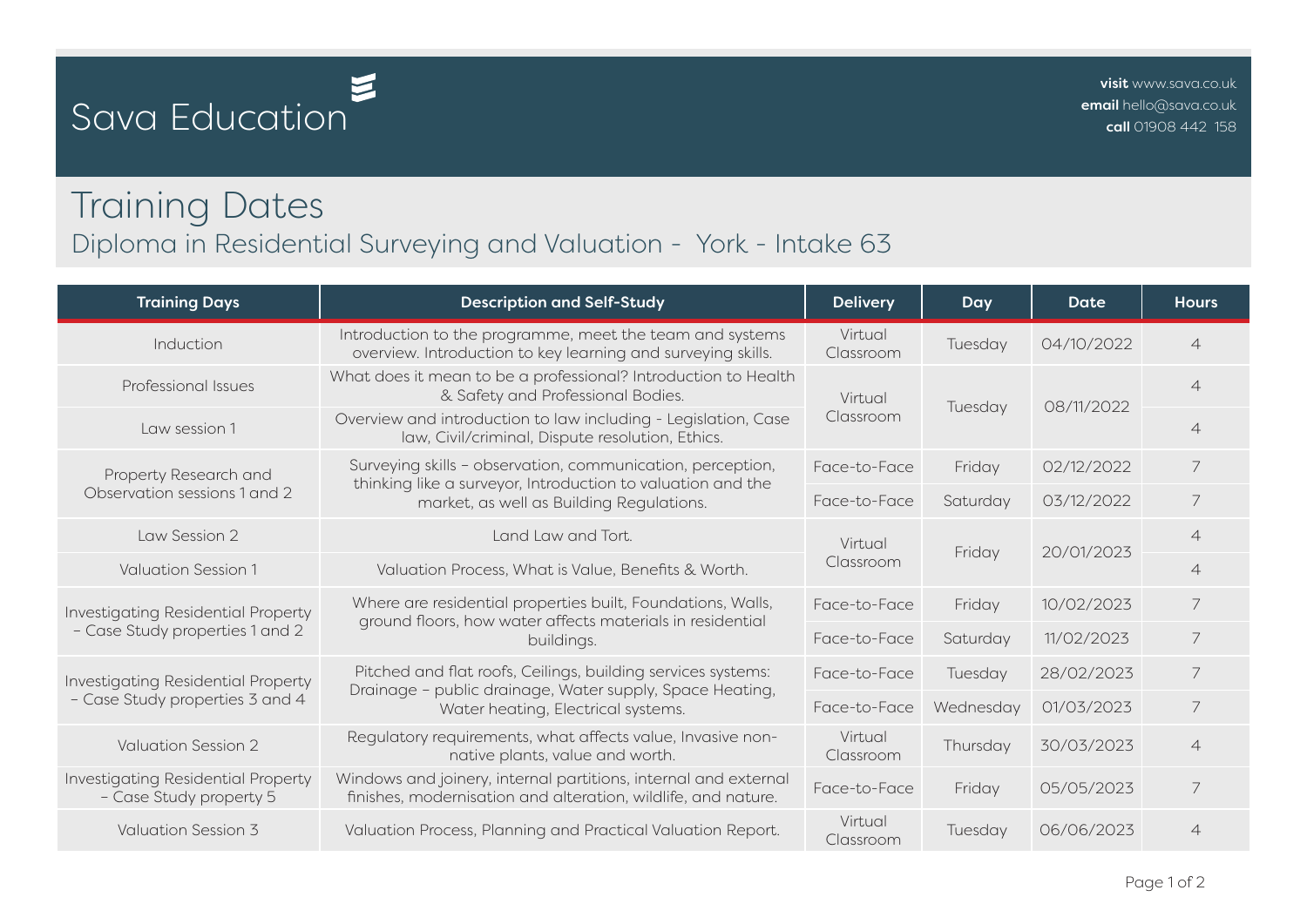# Sava Education

**visit** www.sava.co.uk
**email** hello@sava.co.uk
**call** 01908 442 158

## Training Dates

### Diploma in Residential Surveying and Valuation - York - Intake 63

| Training Days | Description and Self-Study | Delivery | Day | Date | Hours |
|---|---|---|---|---|---|
| Induction | Introduction to the programme, meet the team and systems overview. Introduction to key learning and surveying skills. | Virtual Classroom | Tuesday | 04/10/2022 | 4 |
| Professional Issues | What does it mean to be a professional? Introduction to Health & Safety and Professional Bodies. | Virtual Classroom | Tuesday | 08/11/2022 | 4 |
| Law session 1 | Overview and introduction to law including - Legislation, Case law, Civil/criminal, Dispute resolution, Ethics. | | | | 4 |
| Property Research and Observation sessions 1 and 2 | Surveying skills – observation, communication, perception, thinking like a surveyor, Introduction to valuation and the market, as well as Building Regulations. | Face-to-Face | Friday | 02/12/2022 | 7 |
| | | Face-to-Face | Saturday | 03/12/2022 | 7 |
| Law Session 2 | Land Law and Tort. | Virtual Classroom | Friday | 20/01/2023 | 4 |
| Valuation Session 1 | Valuation Process, What is Value, Benefits & Worth. | | | | 4 |
| Investigating Residential Property – Case Study properties 1 and 2 | Where are residential properties built, Foundations, Walls, ground floors, how water affects materials in residential buildings. | Face-to-Face | Friday | 10/02/2023 | 7 |
| | | Face-to-Face | Saturday | 11/02/2023 | 7 |
| Investigating Residential Property – Case Study properties 3 and 4 | Pitched and flat roofs, Ceilings, building services systems: Drainage – public drainage, Water supply, Space Heating, Water heating, Electrical systems. | Face-to-Face | Tuesday | 28/02/2023 | 7 |
| | | Face-to-Face | Wednesday | 01/03/2023 | 7 |
| Valuation Session 2 | Regulatory requirements, what affects value, Invasive non-native plants, value and worth. | Virtual Classroom | Thursday | 30/03/2023 | 4 |
| Investigating Residential Property – Case Study property 5 | Windows and joinery, internal partitions, internal and external finishes, modernisation and alteration, wildlife, and nature. | Face-to-Face | Friday | 05/05/2023 | 7 |
| Valuation Session 3 | Valuation Process, Planning and Practical Valuation Report. | Virtual Classroom | Tuesday | 06/06/2023 | 4 |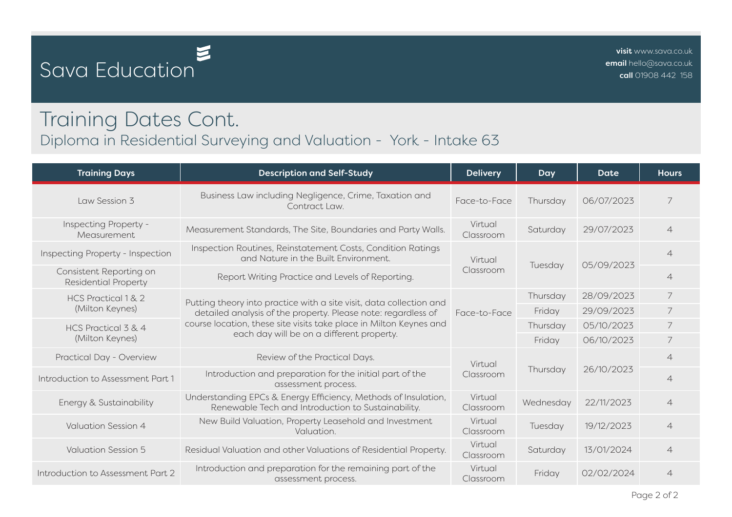# Sava Education

**visit** www.sava.co.uk
**email** hello@sava.co.uk
**call** 01908 442 158

## Training Dates Cont.

### Diploma in Residential Surveying and Valuation - York - Intake 63

| Training Days | Description and Self-Study | Delivery | Day | Date | Hours |
|---|---|---|---|---|---|
| Law Session 3 | Business Law including Negligence, Crime, Taxation and Contract Law. | Face-to-Face | Thursday | 06/07/2023 | 7 |
| Inspecting Property - Measurement | Measurement Standards, The Site, Boundaries and Party Walls. | Virtual Classroom | Saturday | 29/07/2023 | 4 |
| Inspecting Property - Inspection | Inspection Routines, Reinstatement Costs, Condition Ratings and Nature in the Built Environment. | Virtual Classroom | Tuesday | 05/09/2023 | 4 |
| Consistent Reporting on Residential Property | Report Writing Practice and Levels of Reporting. | | | | 4 |
| HCS Practical 1 & 2 (Milton Keynes) | Putting theory into practice with a site visit, data collection and detailed analysis of the property. Please note: regardless of course location, these site visits take place in Milton Keynes and each day will be on a different property. | Face-to-Face | Thursday | 28/09/2023 | 7 |
| | | | Friday | 29/09/2023 | 7 |
| HCS Practical 3 & 4 (Milton Keynes) | | | Thursday | 05/10/2023 | 7 |
| | | | Friday | 06/10/2023 | 7 |
| Practical Day - Overview | Review of the Practical Days. | Virtual Classroom | Thursday | 26/10/2023 | 4 |
| Introduction to Assessment Part 1 | Introduction and preparation for the initial part of the assessment process. | | | | 4 |
| Energy & Sustainability | Understanding EPCs & Energy Efficiency, Methods of Insulation, Renewable Tech and Introduction to Sustainability. | Virtual Classroom | Wednesday | 22/11/2023 | 4 |
| Valuation Session 4 | New Build Valuation, Property Leasehold and Investment Valuation. | Virtual Classroom | Tuesday | 19/12/2023 | 4 |
| Valuation Session 5 | Residual Valuation and other Valuations of Residential Property. | Virtual Classroom | Saturday | 13/01/2024 | 4 |
| Introduction to Assessment Part 2 | Introduction and preparation for the remaining part of the assessment process. | Virtual Classroom | Friday | 02/02/2024 | 4 |